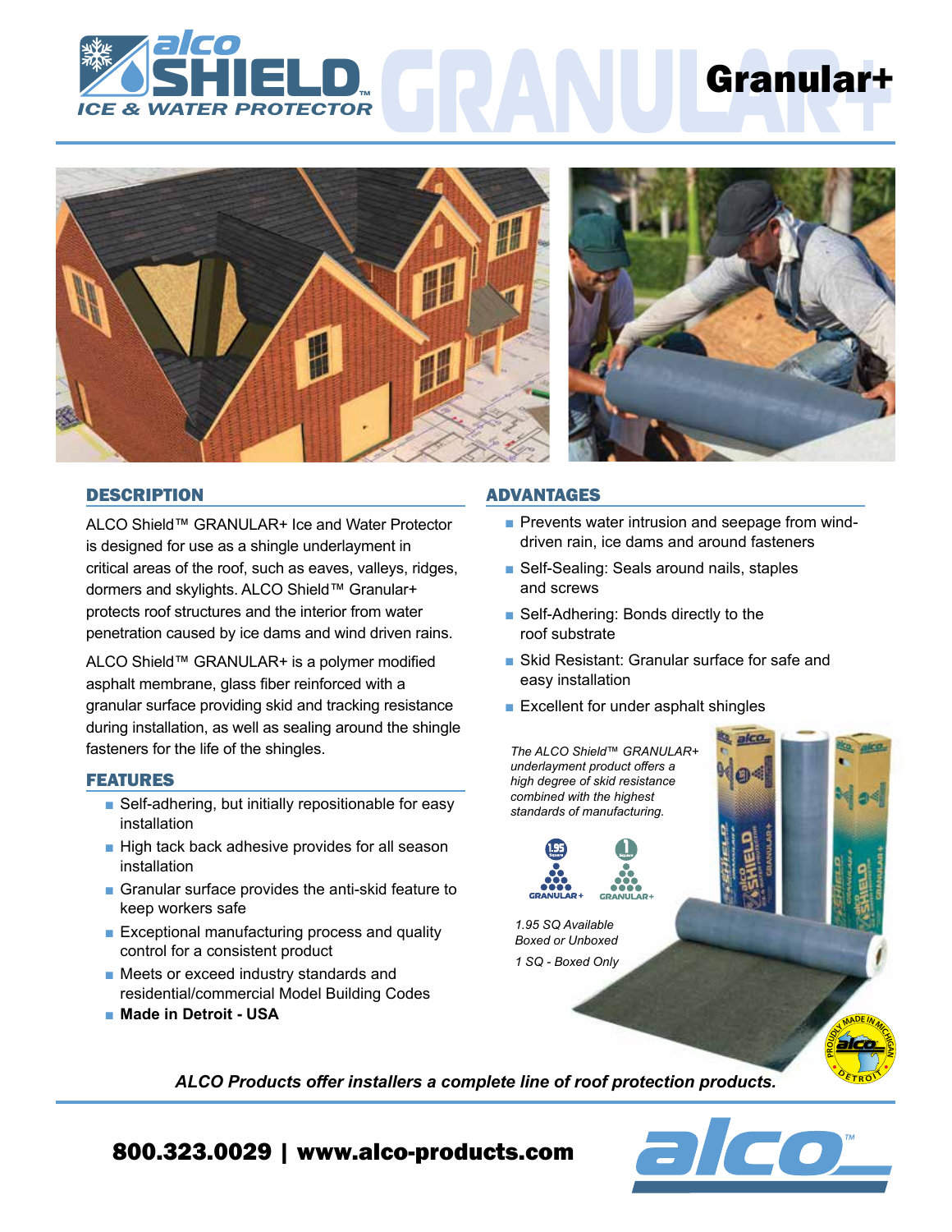# alco SHIELD™ ICE & WATER PROTECTOR

# Granular+

## DESCRIPTION

ALCO Shield™ GRANULAR+ Ice and Water Protector is designed for use as a shingle underlayment in critical areas of the roof, such as eaves, valleys, ridges, dormers and skylights. ALCO Shield™ Granular+ protects roof structures and the interior from water penetration caused by ice dams and wind driven rains.

ALCO Shield™ GRANULAR+ is a polymer modified asphalt membrane, glass fiber reinforced with a granular surface providing skid and tracking resistance during installation, as well as sealing around the shingle fasteners for the life of the shingles.

## FEATURES

- Self-adhering, but initially repositionable for easy installation
- High tack back adhesive provides for all season installation
- Granular surface provides the anti-skid feature to keep workers safe
- Exceptional manufacturing process and quality control for a consistent product
- Meets or exceed industry standards and residential/commercial Model Building Codes
- **Made in Detroit - USA**

## ADVANTAGES

- Prevents water intrusion and seepage from wind-driven rain, ice dams and around fasteners
- Self-Sealing: Seals around nails, staples and screws
- Self-Adhering: Bonds directly to the roof substrate
- Skid Resistant: Granular surface for safe and easy installation
- Excellent for under asphalt shingles

*The ALCO Shield™ GRANULAR+ underlayment product offers a high degree of skid resistance combined with the highest standards of manufacturing.*

1.95 Square GRANULAR+ | 1 Square GRANULAR+

*1.95 SQ Available Boxed or Unboxed*

*1 SQ - Boxed Only*

PROUDLY MADE IN MICHIGAN alco DETROIT

***ALCO Products offer installers a complete line of roof protection products.***

**800.323.0029 | www.alco-products.com**

alco™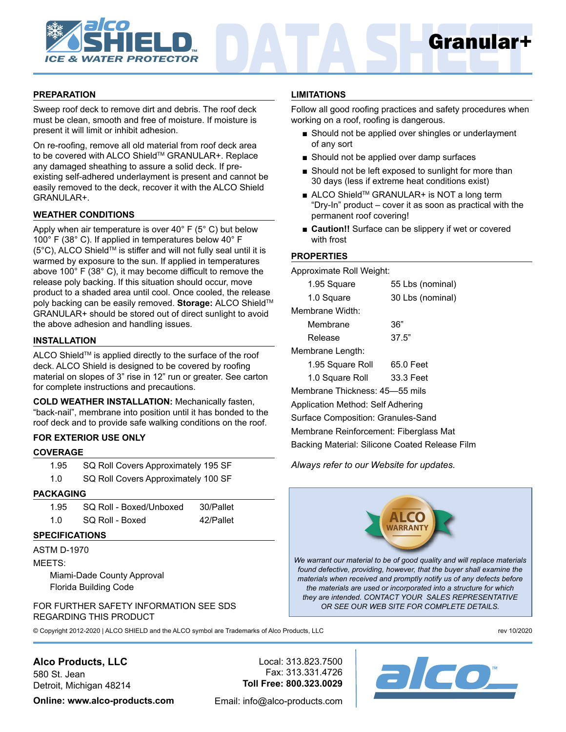# Granular+

ALCO SHIELD™ ICE & WATER PROTECTOR

## PREPARATION

Sweep roof deck to remove dirt and debris. The roof deck must be clean, smooth and free of moisture. If moisture is present it will limit or inhibit adhesion.

On re-roofing, remove all old material from roof deck area to be covered with ALCO Shield™ GRANULAR+. Replace any damaged sheathing to assure a solid deck. If pre-existing self-adhered underlayment is present and cannot be easily removed to the deck, recover it with the ALCO Shield GRANULAR+.

## WEATHER CONDITIONS

Apply when air temperature is over 40° F (5° C) but below 100° F (38° C). If applied in temperatures below 40° F (5°C), ALCO Shield™ is stiffer and will not fully seal until it is warmed by exposure to the sun. If applied in temperatures above 100° F (38° C), it may become difficult to remove the release poly backing. If this situation should occur, move product to a shaded area until cool. Once cooled, the release poly backing can be easily removed. **Storage:** ALCO Shield™ GRANULAR+ should be stored out of direct sunlight to avoid the above adhesion and handling issues.

## INSTALLATION

ALCO Shield™ is applied directly to the surface of the roof deck. ALCO Shield is designed to be covered by roofing material on slopes of 3" rise in 12" run or greater. See carton for complete instructions and precautions.

**COLD WEATHER INSTALLATION:** Mechanically fasten, "back-nail", membrane into position until it has bonded to the roof deck and to provide safe walking conditions on the roof.

**FOR EXTERIOR USE ONLY**

## COVERAGE

| | |
|---|---|
| 1.95 | SQ Roll Covers Approximately 195 SF |
| 1.0 | SQ Roll Covers Approximately 100 SF |

## PACKAGING

| | | |
|---|---|---|
| 1.95 | SQ Roll - Boxed/Unboxed | 30/Pallet |
| 1.0 | SQ Roll - Boxed | 42/Pallet |

## SPECIFICATIONS

ASTM D-1970

MEETS:

Miami-Dade County Approval
Florida Building Code

FOR FURTHER SAFETY INFORMATION SEE SDS REGARDING THIS PRODUCT

## LIMITATIONS

Follow all good roofing practices and safety procedures when working on a roof, roofing is dangerous.

- Should not be applied over shingles or underlayment of any sort
- Should not be applied over damp surfaces
- Should not be left exposed to sunlight for more than 30 days (less if extreme heat conditions exist)
- ALCO Shield™ GRANULAR+ is NOT a long term "Dry-In" product – cover it as soon as practical with the permanent roof covering!
- **Caution!!** Surface can be slippery if wet or covered with frost

## PROPERTIES

Approximate Roll Weight:

| | |
|---|---|
| 1.95 Square | 55 Lbs (nominal) |
| 1.0 Square | 30 Lbs (nominal) |

Membrane Width:

| | |
|---|---|
| Membrane | 36" |
| Release | 37.5" |

Membrane Length:

| | |
|---|---|
| 1.95 Square Roll | 65.0 Feet |
| 1.0 Square Roll | 33.3 Feet |

Membrane Thickness: 45—55 mils

Application Method: Self Adhering

Surface Composition: Granules-Sand

Membrane Reinforcement: Fiberglass Mat

Backing Material: Silicone Coated Release Film

*Always refer to our Website for updates.*

ALCO WARRANTY

*We warrant our material to be of good quality and will replace materials found defective, providing, however, that the buyer shall examine the materials when received and promptly notify us of any defects before the materials are used or incorporated into a structure for which they are intended. CONTACT YOUR SALES REPRESENTATIVE OR SEE OUR WEB SITE FOR COMPLETE DETAILS.*

© Copyright 2012-2020 | ALCO SHIELD and the ALCO symbol are Trademarks of Alco Products, LLC

rev 10/2020

**Alco Products, LLC**
580 St. Jean
Detroit, Michigan 48214
**Online: www.alco-products.com**

Local: 313.823.7500
Fax: 313.331.4726
**Toll Free: 800.323.0029**
Email: info@alco-products.com